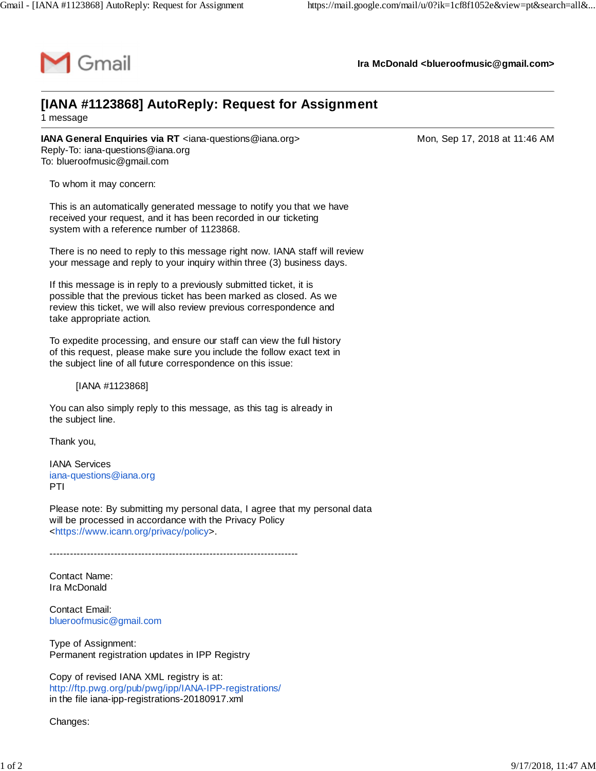Gmail — Ira McDonald <blueroofmusic@gmail.com>

# [IANA #1123868] AutoReply: Request for Assignment

1 message

**IANA General Enquiries via RT** <iana-questions@iana.org> — Mon, Sep 17, 2018 at 11:46 AM
Reply-To: iana-questions@iana.org
To: blueroofmusic@gmail.com

To whom it may concern:

This is an automatically generated message to notify you that we have received your request, and it has been recorded in our ticketing system with a reference number of 1123868.

There is no need to reply to this message right now. IANA staff will review your message and reply to your inquiry within three (3) business days.

If this message is in reply to a previously submitted ticket, it is possible that the previous ticket has been marked as closed. As we review this ticket, we will also review previous correspondence and take appropriate action.

To expedite processing, and ensure our staff can view the full history of this request, please make sure you include the follow exact text in the subject line of all future correspondence on this issue:

[IANA #1123868]

You can also simply reply to this message, as this tag is already in the subject line.

Thank you,

IANA Services
iana-questions@iana.org
PTI

Please note: By submitting my personal data, I agree that my personal data will be processed in accordance with the Privacy Policy <https://www.icann.org/privacy/policy>.

-------------------------------------------------------------------------

Contact Name:
Ira McDonald

Contact Email:
blueroofmusic@gmail.com

Type of Assignment:
Permanent registration updates in IPP Registry

Copy of revised IANA XML registry is at:
http://ftp.pwg.org/pub/pwg/ipp/IANA-IPP-registrations/
in the file iana-ipp-registrations-20180917.xml

Changes: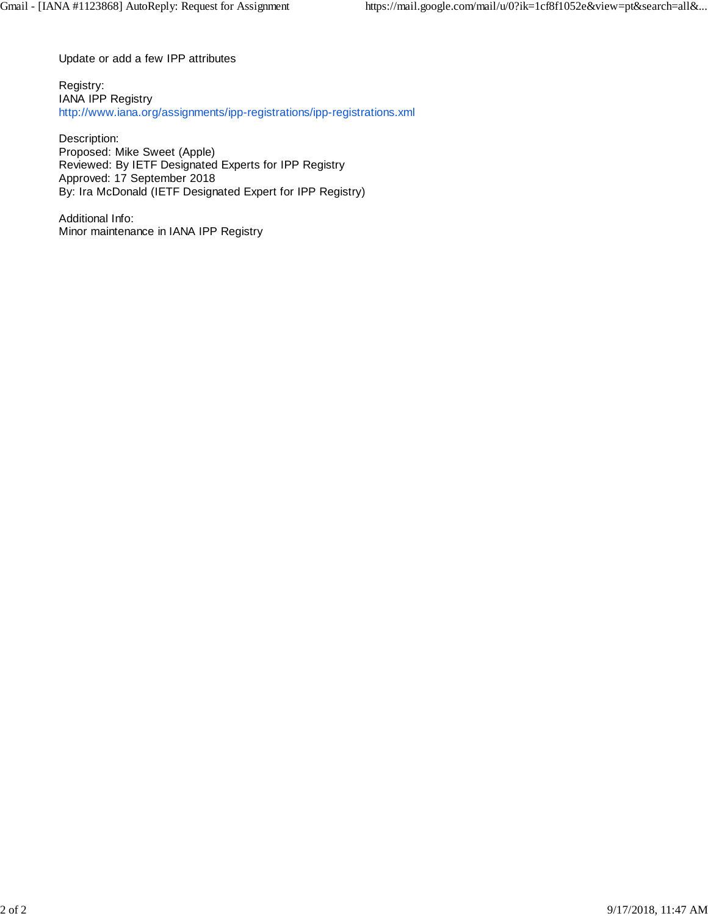Update or add a few IPP attributes

Registry:
IANA IPP Registry
http://www.iana.org/assignments/ipp-registrations/ipp-registrations.xml

Description:
Proposed: Mike Sweet (Apple)
Reviewed: By IETF Designated Experts for IPP Registry
Approved: 17 September 2018
By: Ira McDonald (IETF Designated Expert for IPP Registry)

Additional Info:
Minor maintenance in IANA IPP Registry